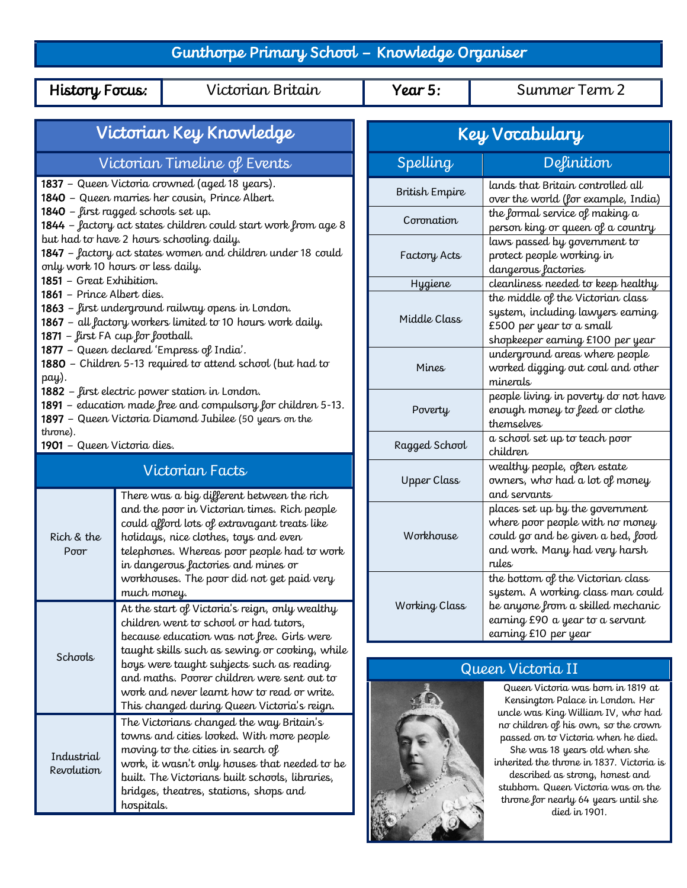# Gunthorpe Primary School – Knowledge Organiser

| History Focus: | Victorian Britain | Year 5: | Summer Term 2 |
|---|---|---|---|

## Victorian Key Knowledge

### Victorian Timeline of Events

**1837** – Queen Victoria crowned (aged 18 years).
**1840** – Queen marries her cousin, Prince Albert.
**1840** – first ragged schools set up.
**1844** – factory act states children could start work from age 8 but had to have 2 hours schooling daily.
**1847** – factory act states women and children under 18 could only work 10 hours or less daily.
**1851** – Great Exhibition.
**1861** – Prince Albert dies.
**1863** – first underground railway opens in London.
**1867** – all factory workers limited to 10 hours work daily.
**1871** – first FA cup for football.
**1877** – Queen declared 'Empress of India'.
**1880** – Children 5-13 required to attend school (but had to pay).
**1882** – first electric power station in London.
**1891** – education made free and compulsory for children 5-13.
**1897** – Queen Victoria Diamond Jubilee (50 years on the throne).
**1901** – Queen Victoria dies.

### Victorian Facts

| | |
|---|---|
| Rich & the Poor | There was a big different between the rich and the poor in Victorian times. Rich people could afford lots of extravagant treats like holidays, nice clothes, toys and even telephones. Whereas poor people had to work in dangerous factories and mines or workhouses. The poor did not get paid very much money. |
| Schools | At the start of Victoria's reign, only wealthy children went to school or had tutors, because education was not free. Girls were taught skills such as sewing or cooking, while boys were taught subjects such as reading and maths. Poorer children were sent out to work and never learnt how to read or write. This changed during Queen Victoria's reign. |
| Industrial Revolution | The Victorians changed the way Britain's towns and cities looked. With more people moving to the cities in search of work, it wasn't only houses that needed to be built. The Victorians built schools, libraries, bridges, theatres, stations, shops and hospitals. |

## Key Vocabulary

| Spelling | Definition |
|---|---|
| British Empire | lands that Britain controlled all over the world (for example, India) |
| Coronation | the formal service of making a person king or queen of a country |
| Factory Acts | laws passed by government to protect people working in dangerous factories |
| Hygiene | cleanliness needed to keep healthy |
| Middle Class | the middle of the Victorian class system, including lawyers earning £500 per year to a small shopkeeper earning £100 per year |
| Mines | underground areas where people worked digging out coal and other minerals |
| Poverty | people living in poverty do not have enough money to feed or clothe themselves |
| Ragged School | a school set up to teach poor children |
| Upper Class | wealthy people, often estate owners, who had a lot of money and servants |
| Workhouse | places set up by the government where poor people with no money could go and be given a bed, food and work. Many had very harsh rules |
| Working Class | the bottom of the Victorian class system. A working class man could be anyone from a skilled mechanic earning £90 a year to a servant earning £10 per year |

## Queen Victoria II

Queen Victoria was born in 1819 at Kensington Palace in London. Her uncle was King William IV, who had no children of his own, so the crown passed on to Victoria when he died. She was 18 years old when she inherited the throne in 1837. Victoria is described as strong, honest and stubborn. Queen Victoria was on the throne for nearly 64 years until she died in 1901.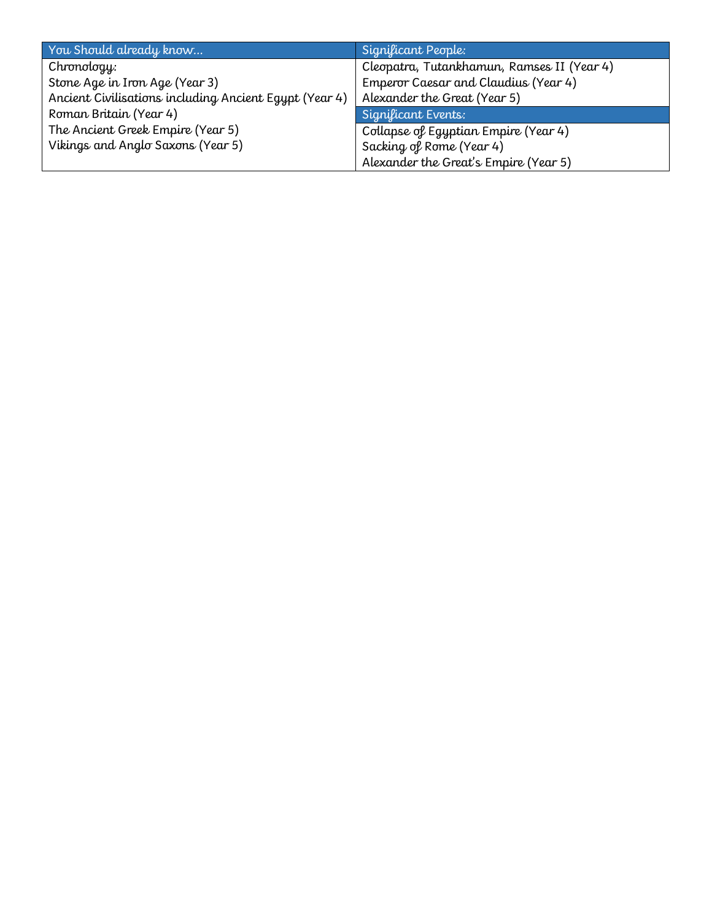| You Should already know… | Significant People: |
|---|---|
| Chronology:<br>Stone Age in Iron Age (Year 3)<br>Ancient Civilisations including Ancient Egypt (Year 4)<br>Roman Britain (Year 4)<br>The Ancient Greek Empire (Year 5)<br>Vikings and Anglo Saxons (Year 5) | Cleopatra, Tutankhamun, Ramses II (Year 4)<br>Emperor Caesar and Claudius (Year 4)<br>Alexander the Great (Year 5) |
| | **Significant Events:** |
| | Collapse of Egyptian Empire (Year 4)<br>Sacking of Rome (Year 4)<br>Alexander the Great's Empire (Year 5) |